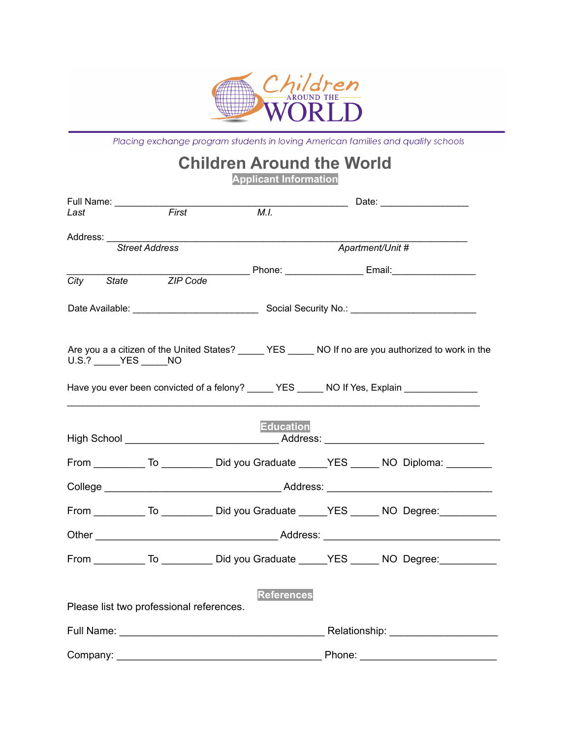Children AROUND THE WORLD

*Placing exchange program students in loving American families and quality schools*

# Children Around the World

## Applicant Information

Full Name: _____________________________________________ Date: _________________
*Last* *First* *M.I.*

Address: ______________________________________________________________________
*Street Address* *Apartment/Unit #*

___________________________________ Phone: _______________ Email:________________
*City* *State* *ZIP Code*

Date Available: ________________________ Social Security No.: ________________________

Are you a a citizen of the United States? _____ YES _____ NO If no are you authorized to work in the U.S.? _____YES _____NO

Have you ever been convicted of a felony? _____ YES _____ NO If Yes, Explain ______________
________________________________________________________________________________

## Education

High School _____________________________ Address: _____________________________

From _________ To _________ Did you Graduate _____YES _____ NO Diploma: ________

College _________________________________ Address: ______________________________

From _________ To _________ Did you Graduate _____YES _____ NO Degree:__________

Other ___________________________________ Address: ________________________________

From _________ To _________ Did you Graduate _____YES _____ NO Degree:__________

## References

Please list two professional references.

Full Name: _______________________________________ Relationship: ____________________

Company: _______________________________________ Phone: ________________________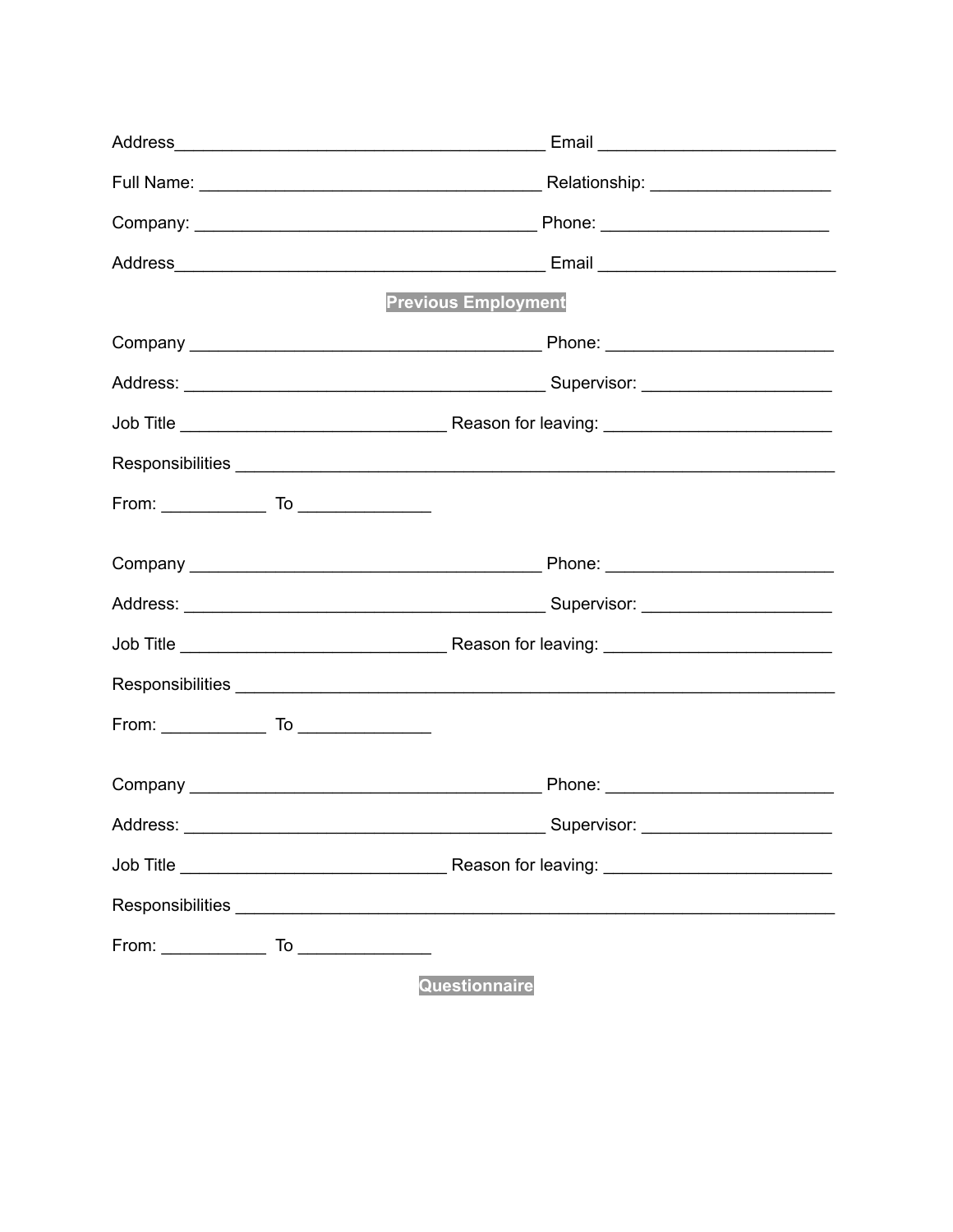Address______________________________________ Email ________________________

Full Name: ___________________________________ Relationship: __________________

Company: ___________________________________ Phone: _______________________

Address______________________________________ Email ________________________

## Previous Employment

Company ____________________________________ Phone: _______________________

Address: _____________________________________ Supervisor: ___________________

Job Title ___________________________ Reason for leaving: _______________________

Responsibilities ____________________________________________________________

From: __________ To _____________

Company ____________________________________ Phone: _______________________

Address: _____________________________________ Supervisor: ___________________

Job Title ___________________________ Reason for leaving: _______________________

Responsibilities ____________________________________________________________

From: __________ To _____________

Company ____________________________________ Phone: _______________________

Address: _____________________________________ Supervisor: ___________________

Job Title ___________________________ Reason for leaving: _______________________

Responsibilities ____________________________________________________________

From: __________ To _____________

## Questionnaire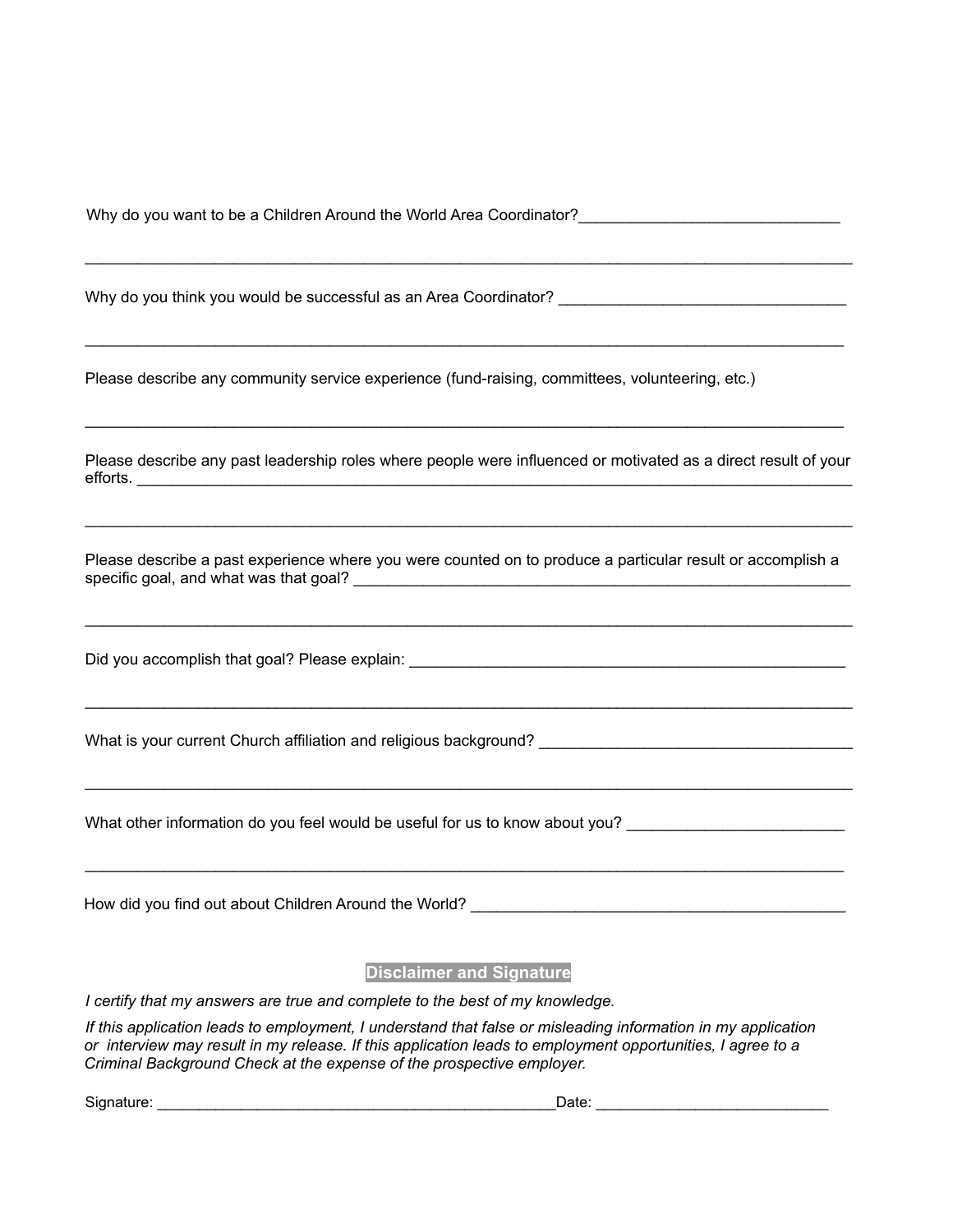Why do you want to be a Children Around the World Area Coordinator?______________________________

_________________________________________________________________________________________

Why do you think you would be successful as an Area Coordinator? ________________________________

_________________________________________________________________________________________

Please describe any community service experience (fund-raising, committees, volunteering, etc.)

_________________________________________________________________________________________

Please describe any past leadership roles where people were influenced or motivated as a direct result of your efforts. __________________________________________________________________________________

_________________________________________________________________________________________

Please describe a past experience where you were counted on to produce a particular result or accomplish a specific goal, and what was that goal? __________________________________________________________

_________________________________________________________________________________________

Did you accomplish that goal? Please explain: __________________________________________________

_________________________________________________________________________________________

What is your current Church affiliation and religious background? ___________________________________

_________________________________________________________________________________________

What other information do you feel would be useful for us to know about you? ________________________

_________________________________________________________________________________________

How did you find out about Children Around the World? ___________________________________________

## Disclaimer and Signature

*I certify that my answers are true and complete to the best of my knowledge.*

*If this application leads to employment, I understand that false or misleading information in my application or interview may result in my release. If this application leads to employment opportunities, I agree to a Criminal Background Check at the expense of the prospective employer.*

Signature: _______________________________________________Date: ___________________________